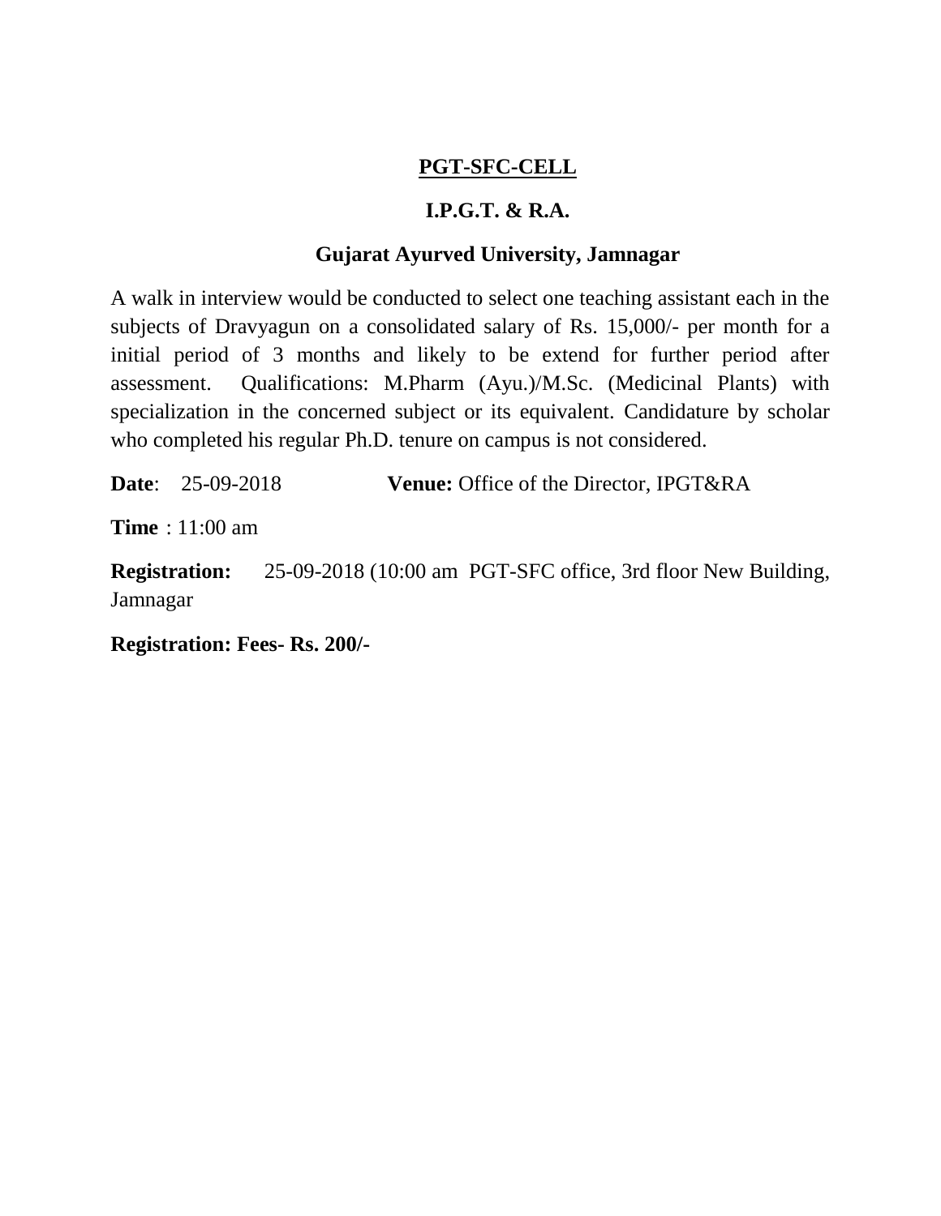**PGT-SFC-CELL**

**I.P.G.T. & R.A.**

**Gujarat Ayurved University, Jamnagar**

A walk in interview would be conducted to select one teaching assistant each in the subjects of Dravyagun on a consolidated salary of Rs. 15,000/- per month for a initial period of 3 months and likely to be extend for further period after assessment. Qualifications: M.Pharm (Ayu.)/M.Sc. (Medicinal Plants) with specialization in the concerned subject or its equivalent. Candidature by scholar who completed his regular Ph.D. tenure on campus is not considered.

**Date**: 25-09-2018 **Venue:** Office of the Director, IPGT&RA

**Time** : 11:00 am

**Registration:** 25-09-2018 (10:00 am PGT-SFC office, 3rd floor New Building, Jamnagar

**Registration: Fees- Rs. 200/-**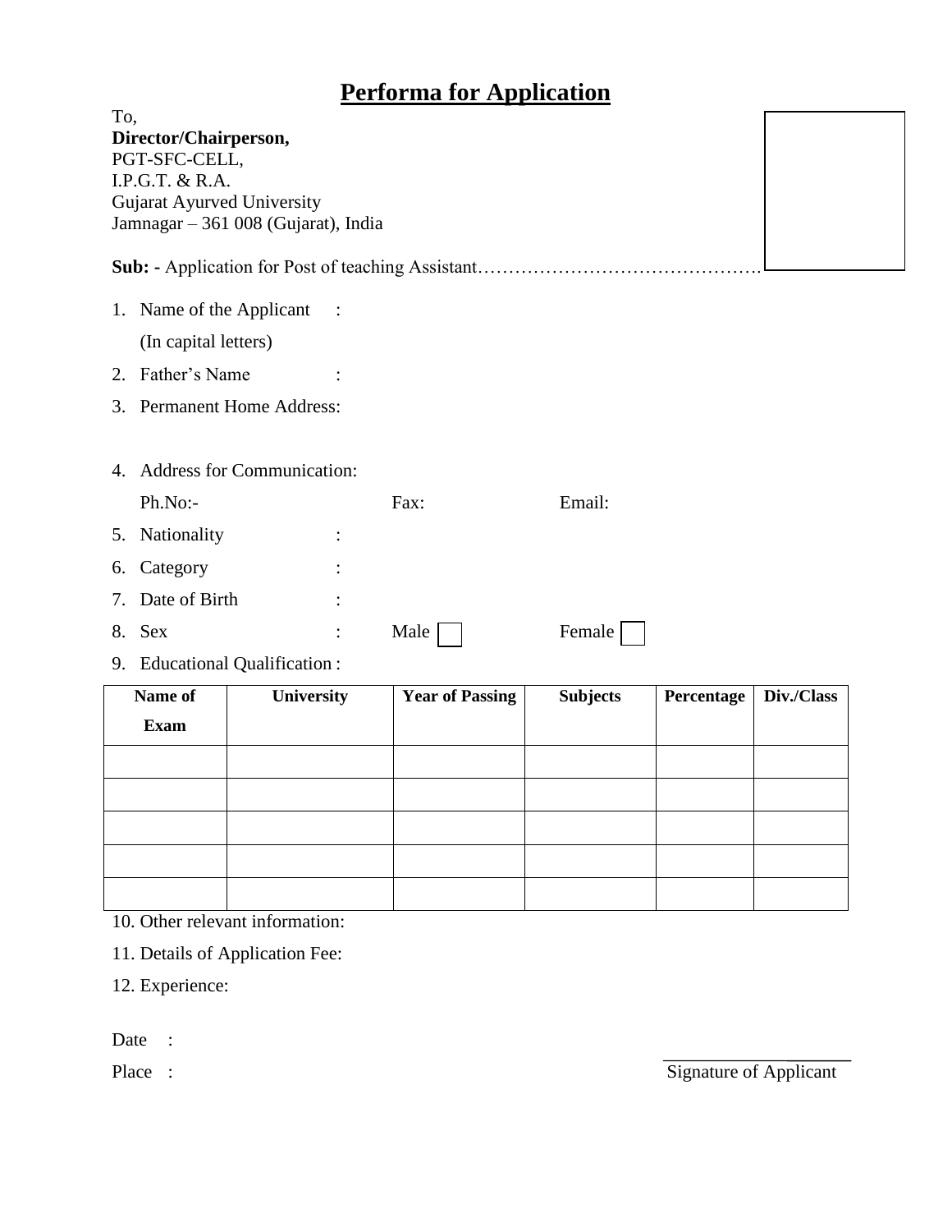# Performa for Application

To,
**Director/Chairperson,**
PGT-SFC-CELL,
I.P.G.T. & R.A.
Gujarat Ayurved University
Jamnagar – 361 008 (Gujarat), India

**Sub: -** Application for Post of teaching Assistant……………………………………….

1. Name of the Applicant :
   (In capital letters)
2. Father's Name :
3. Permanent Home Address:

4. Address for Communication:
   Ph.No:- Fax: Email:
5. Nationality :
6. Category :
7. Date of Birth :
8. Sex : Male ☐ Female ☐
9. Educational Qualification :

| Name of Exam | University | Year of Passing | Subjects | Percentage | Div./Class |
|---|---|---|---|---|---|
| | | | | | |
| | | | | | |
| | | | | | |
| | | | | | |
| | | | | | |

10. Other relevant information:
11. Details of Application Fee:
12. Experience:

Date :
Place :

Signature of Applicant